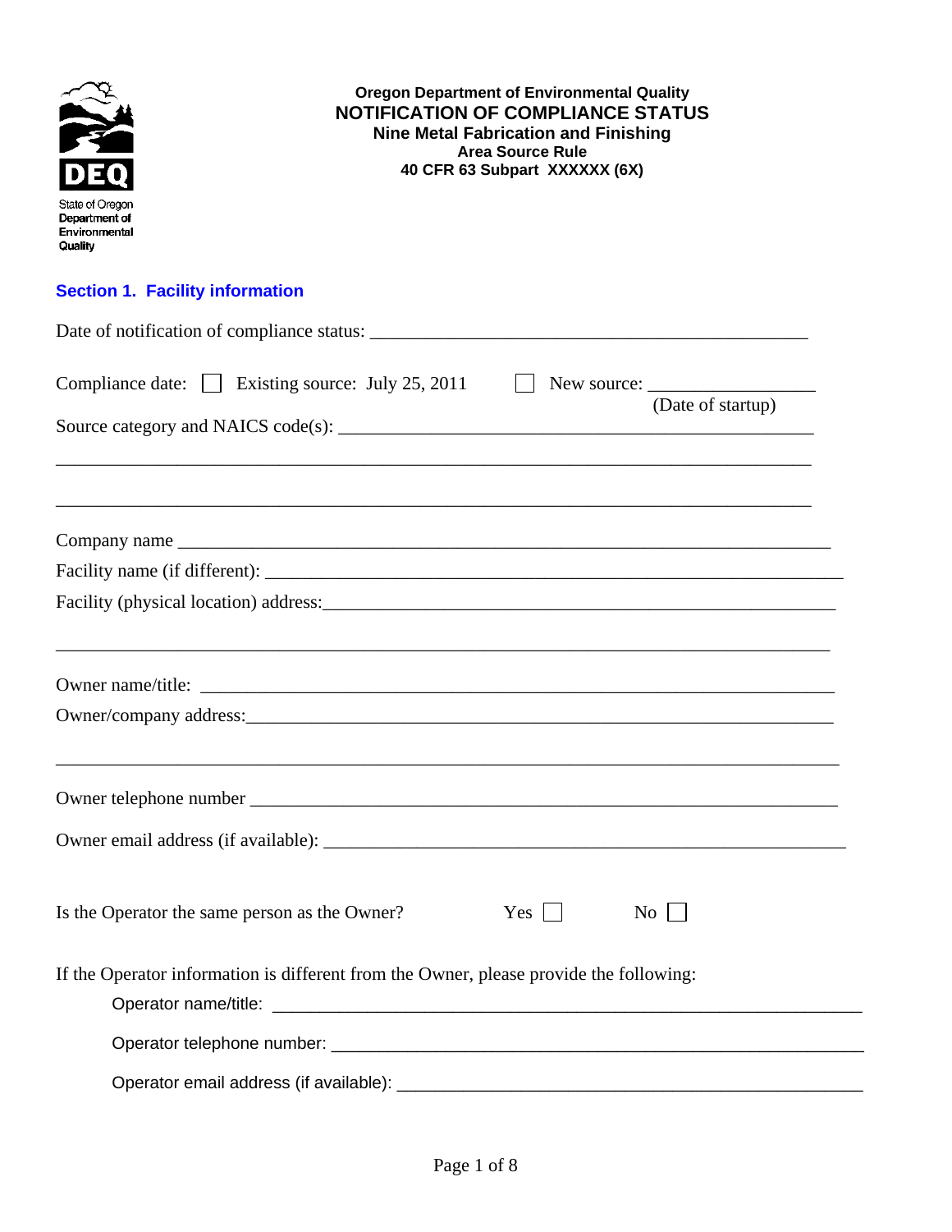State of Oregon Department of Environmental Quality

**Oregon Department of Environmental Quality**

# NOTIFICATION OF COMPLIANCE STATUS

**Nine Metal Fabrication and Finishing**

**Area Source Rule**

**40 CFR 63 Subpart XXXXXX (6X)**

## Section 1. Facility information

Date of notification of compliance status: ______________________________________________

Compliance date: ☐ Existing source: July 25, 2011 ☐ New source: _________________ (Date of startup)

Source category and NAICS code(s): ___________________________________________________

_______________________________________________________________________________

_______________________________________________________________________________

Company name _________________________________________________________________

Facility name (if different): ________________________________________________________

Facility (physical location) address:__________________________________________________

_______________________________________________________________________________

Owner name/title: _______________________________________________________________

Owner/company address:___________________________________________________________

_______________________________________________________________________________

Owner telephone number _________________________________________________________

Owner email address (if available): __________________________________________________

Is the Operator the same person as the Owner? Yes ☐ No ☐

If the Operator information is different from the Owner, please provide the following:

Operator name/title: _______________________________________________________________

Operator telephone number: __________________________________________________________

Operator email address (if available): _________________________________________________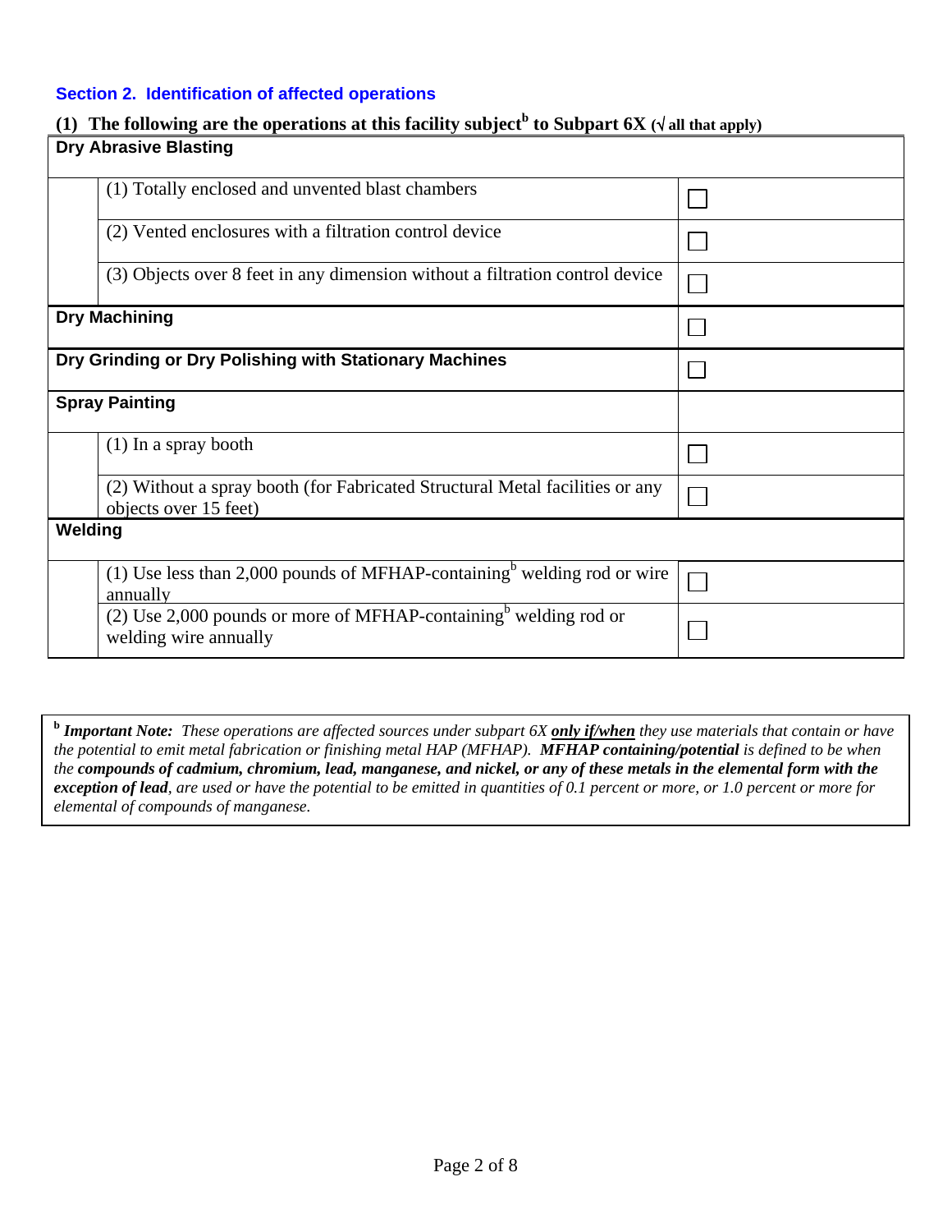## Section 2. Identification of affected operations

**(1) The following are the operations at this facility subject[b] to Subpart 6X (√ all that apply)**

| | | |
|---|---|---|
| **Dry Abrasive Blasting** | | |
| | (1) Totally enclosed and unvented blast chambers | ☐ |
| | (2) Vented enclosures with a filtration control device | ☐ |
| | (3) Objects over 8 feet in any dimension without a filtration control device | ☐ |
| **Dry Machining** | | ☐ |
| **Dry Grinding or Dry Polishing with Stationary Machines** | | ☐ |
| **Spray Painting** | | |
| | (1) In a spray booth | ☐ |
| | (2) Without a spray booth (for Fabricated Structural Metal facilities or any objects over 15 feet) | ☐ |
| **Welding** | | |
| | (1) Use less than 2,000 pounds of MFHAP-containing[b] welding rod or wire annually | ☐ |
| | (2) Use 2,000 pounds or more of MFHAP-containing[b] welding rod or welding wire annually | ☐ |

[b] ***Important Note:*** *These operations are affected sources under subpart 6X* ***only if/when*** *they use materials that contain or have the potential to emit metal fabrication or finishing metal HAP (MFHAP).* ***MFHAP containing/potential*** *is defined to be when the* ***compounds of cadmium, chromium, lead, manganese, and nickel, or any of these metals in the elemental form with the exception of lead****, are used or have the potential to be emitted in quantities of 0.1 percent or more, or 1.0 percent or more for elemental of compounds of manganese.*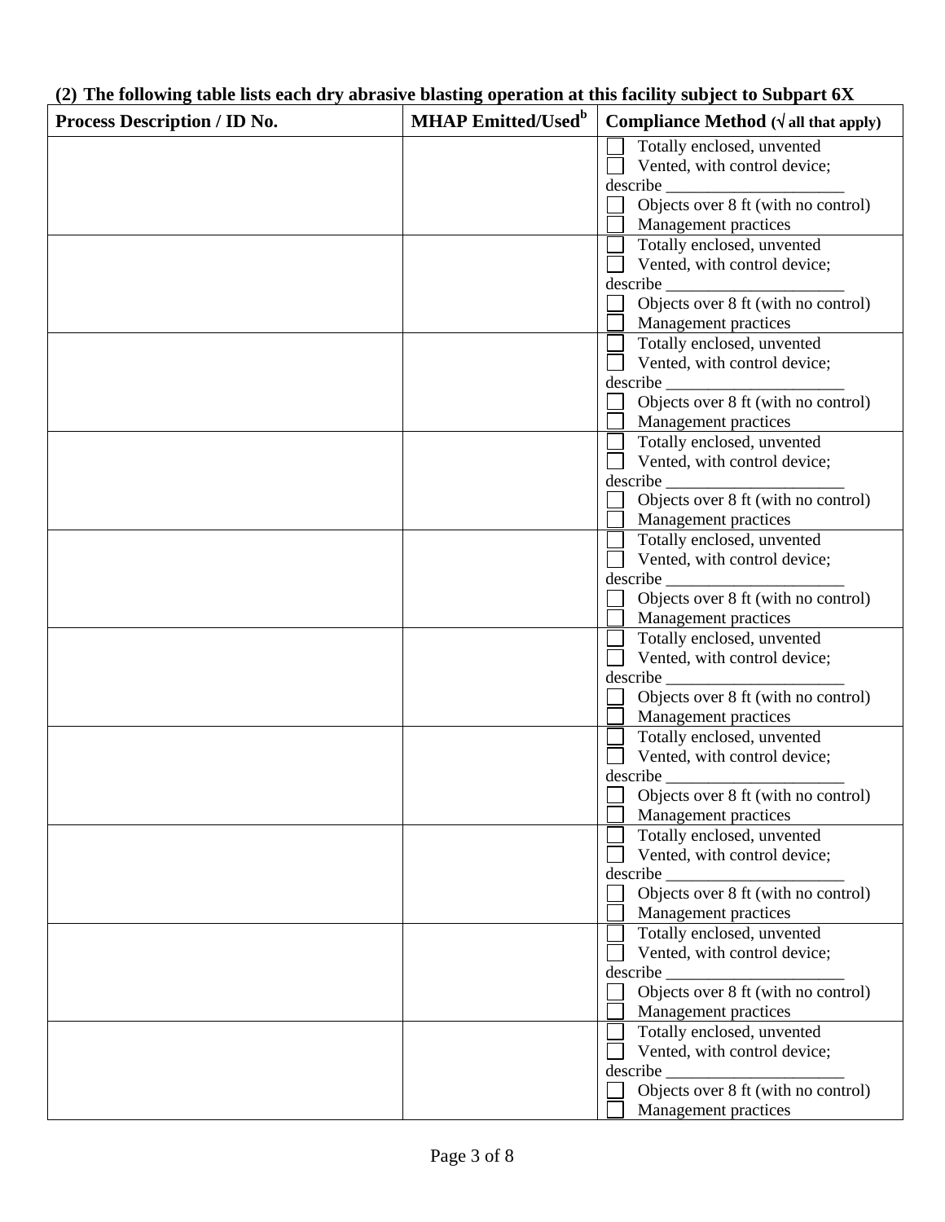**(2) The following table lists each dry abrasive blasting operation at this facility subject to Subpart 6X**

| Process Description / ID No. | MHAP Emitted/Used[b] | Compliance Method (√ all that apply) |
|---|---|---|
| | | ☐ Totally enclosed, unvented<br>☐ Vented, with control device; describe _____________________<br>☐ Objects over 8 ft (with no control)<br>☐ Management practices |
| | | ☐ Totally enclosed, unvented<br>☐ Vented, with control device; describe _____________________<br>☐ Objects over 8 ft (with no control)<br>☐ Management practices |
| | | ☐ Totally enclosed, unvented<br>☐ Vented, with control device; describe _____________________<br>☐ Objects over 8 ft (with no control)<br>☐ Management practices |
| | | ☐ Totally enclosed, unvented<br>☐ Vented, with control device; describe _____________________<br>☐ Objects over 8 ft (with no control)<br>☐ Management practices |
| | | ☐ Totally enclosed, unvented<br>☐ Vented, with control device; describe _____________________<br>☐ Objects over 8 ft (with no control)<br>☐ Management practices |
| | | ☐ Totally enclosed, unvented<br>☐ Vented, with control device; describe _____________________<br>☐ Objects over 8 ft (with no control)<br>☐ Management practices |
| | | ☐ Totally enclosed, unvented<br>☐ Vented, with control device; describe _____________________<br>☐ Objects over 8 ft (with no control)<br>☐ Management practices |
| | | ☐ Totally enclosed, unvented<br>☐ Vented, with control device; describe _____________________<br>☐ Objects over 8 ft (with no control)<br>☐ Management practices |
| | | ☐ Totally enclosed, unvented<br>☐ Vented, with control device; describe _____________________<br>☐ Objects over 8 ft (with no control)<br>☐ Management practices |
| | | ☐ Totally enclosed, unvented<br>☐ Vented, with control device; describe _____________________<br>☐ Objects over 8 ft (with no control)<br>☐ Management practices |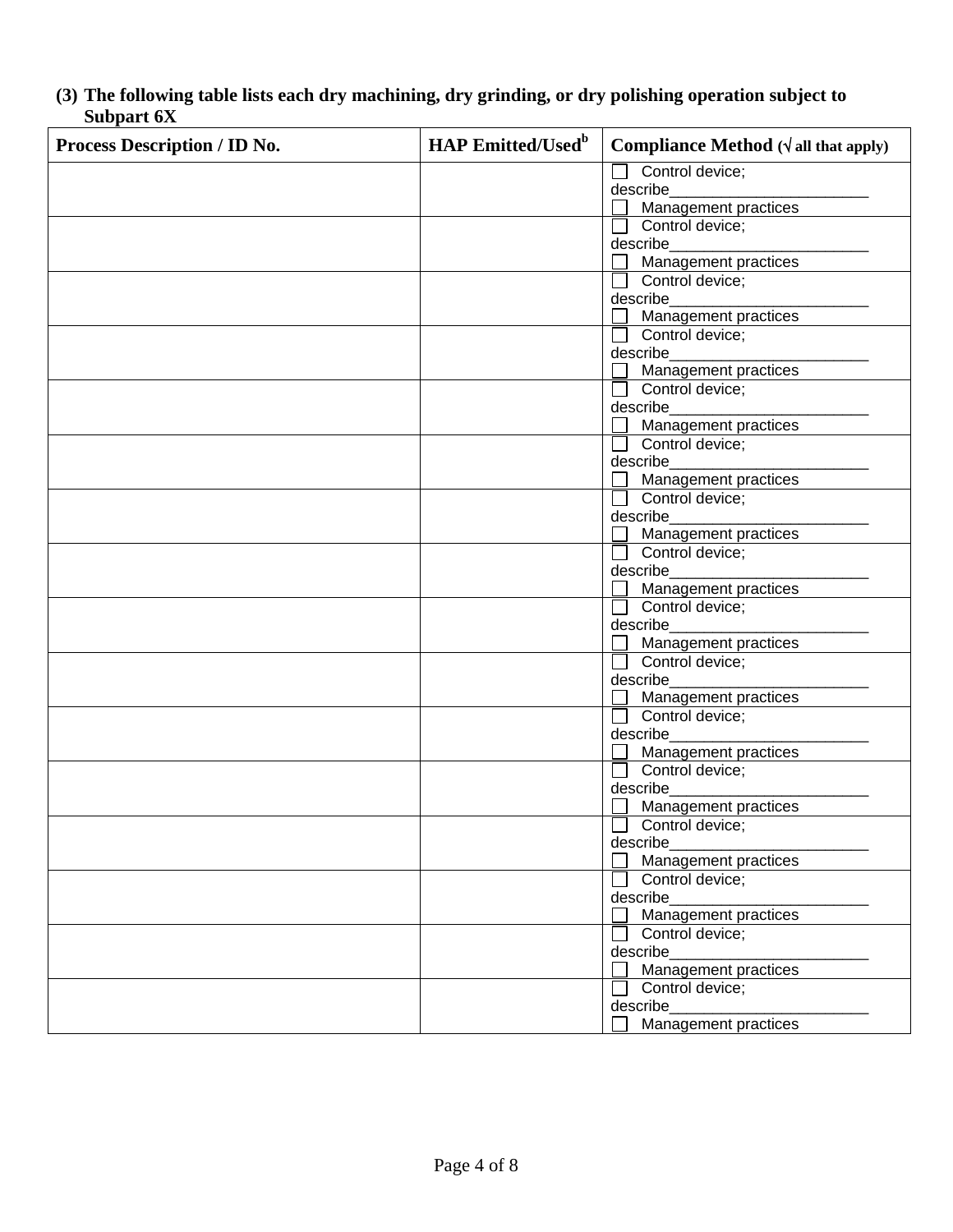**(3) The following table lists each dry machining, dry grinding, or dry polishing operation subject to Subpart 6X**

| Process Description / ID No. | HAP Emitted/Used[b] | Compliance Method (√ all that apply) |
|---|---|---|
| | | ☐ Control device; describe________________________ ☐ Management practices |
| | | ☐ Control device; describe________________________ ☐ Management practices |
| | | ☐ Control device; describe________________________ ☐ Management practices |
| | | ☐ Control device; describe________________________ ☐ Management practices |
| | | ☐ Control device; describe________________________ ☐ Management practices |
| | | ☐ Control device; describe________________________ ☐ Management practices |
| | | ☐ Control device; describe________________________ ☐ Management practices |
| | | ☐ Control device; describe________________________ ☐ Management practices |
| | | ☐ Control device; describe________________________ ☐ Management practices |
| | | ☐ Control device; describe________________________ ☐ Management practices |
| | | ☐ Control device; describe________________________ ☐ Management practices |
| | | ☐ Control device; describe________________________ ☐ Management practices |
| | | ☐ Control device; describe________________________ ☐ Management practices |
| | | ☐ Control device; describe________________________ ☐ Management practices |
| | | ☐ Control device; describe________________________ ☐ Management practices |
| | | ☐ Control device; describe________________________ ☐ Management practices |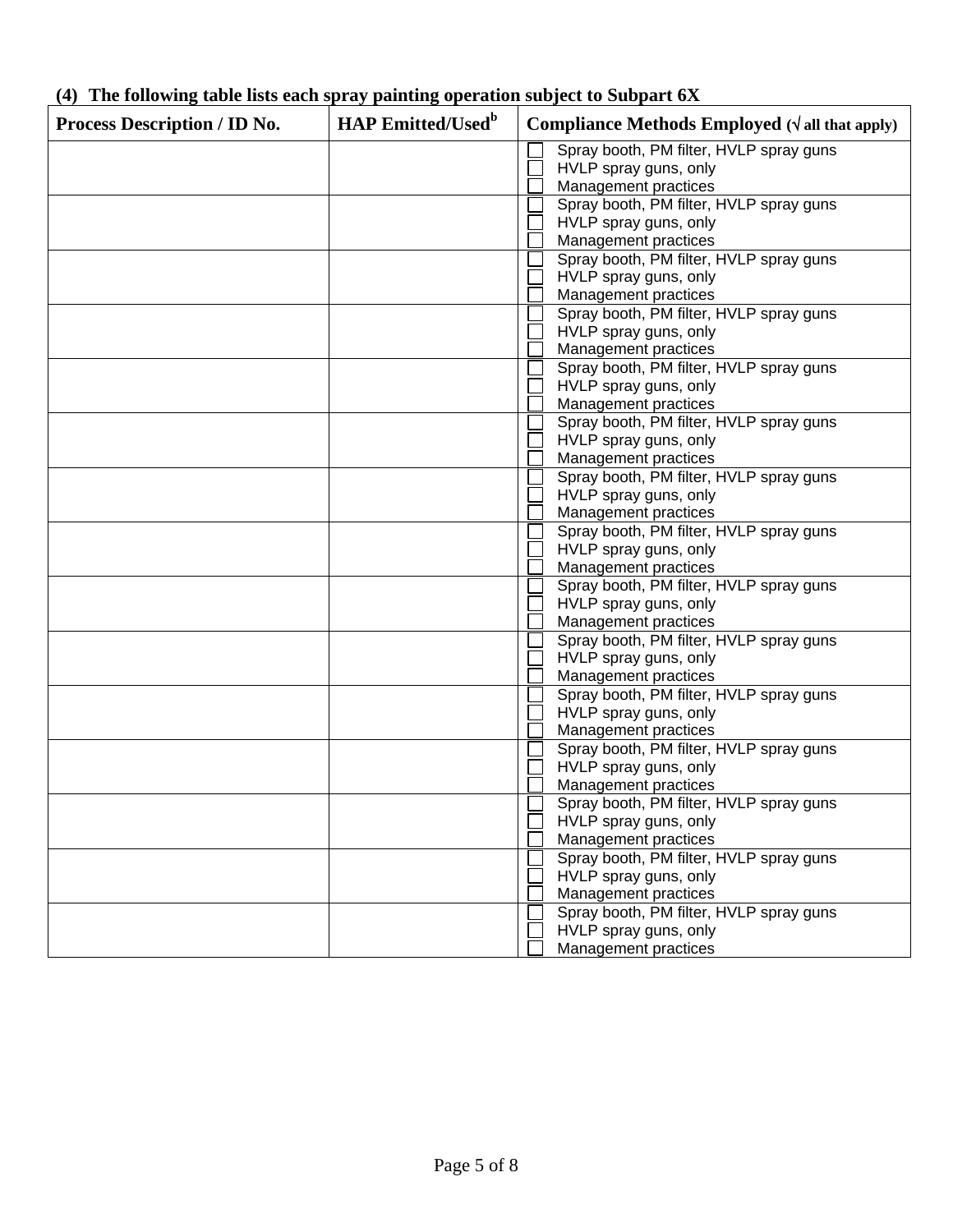**(4) The following table lists each spray painting operation subject to Subpart 6X**

| Process Description / ID No. | HAP Emitted/Used[b] | Compliance Methods Employed (√ all that apply) |
|---|---|---|
| | | ☐ Spray booth, PM filter, HVLP spray guns<br>☐ HVLP spray guns, only<br>☐ Management practices |
| | | ☐ Spray booth, PM filter, HVLP spray guns<br>☐ HVLP spray guns, only<br>☐ Management practices |
| | | ☐ Spray booth, PM filter, HVLP spray guns<br>☐ HVLP spray guns, only<br>☐ Management practices |
| | | ☐ Spray booth, PM filter, HVLP spray guns<br>☐ HVLP spray guns, only<br>☐ Management practices |
| | | ☐ Spray booth, PM filter, HVLP spray guns<br>☐ HVLP spray guns, only<br>☐ Management practices |
| | | ☐ Spray booth, PM filter, HVLP spray guns<br>☐ HVLP spray guns, only<br>☐ Management practices |
| | | ☐ Spray booth, PM filter, HVLP spray guns<br>☐ HVLP spray guns, only<br>☐ Management practices |
| | | ☐ Spray booth, PM filter, HVLP spray guns<br>☐ HVLP spray guns, only<br>☐ Management practices |
| | | ☐ Spray booth, PM filter, HVLP spray guns<br>☐ HVLP spray guns, only<br>☐ Management practices |
| | | ☐ Spray booth, PM filter, HVLP spray guns<br>☐ HVLP spray guns, only<br>☐ Management practices |
| | | ☐ Spray booth, PM filter, HVLP spray guns<br>☐ HVLP spray guns, only<br>☐ Management practices |
| | | ☐ Spray booth, PM filter, HVLP spray guns<br>☐ HVLP spray guns, only<br>☐ Management practices |
| | | ☐ Spray booth, PM filter, HVLP spray guns<br>☐ HVLP spray guns, only<br>☐ Management practices |
| | | ☐ Spray booth, PM filter, HVLP spray guns<br>☐ HVLP spray guns, only<br>☐ Management practices |
| | | ☐ Spray booth, PM filter, HVLP spray guns<br>☐ HVLP spray guns, only<br>☐ Management practices |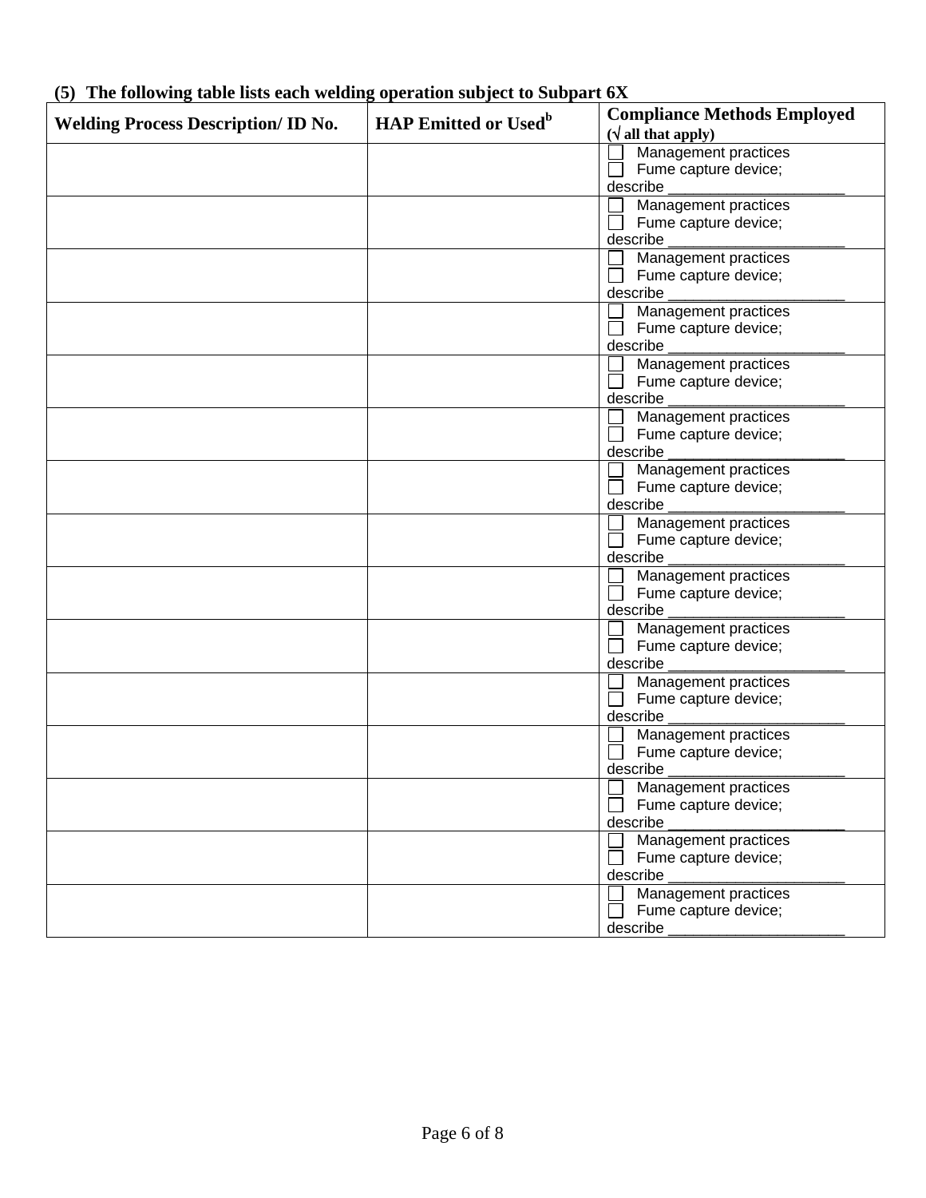**(5) The following table lists each welding operation subject to Subpart 6X**

| Welding Process Description/ ID No. | HAP Emitted or Used[b] | Compliance Methods Employed (√ all that apply) |
|---|---|---|
| | | ☐ Management practices ☐ Fume capture device; describe ____________________ |
| | | ☐ Management practices ☐ Fume capture device; describe ____________________ |
| | | ☐ Management practices ☐ Fume capture device; describe ____________________ |
| | | ☐ Management practices ☐ Fume capture device; describe ____________________ |
| | | ☐ Management practices ☐ Fume capture device; describe ____________________ |
| | | ☐ Management practices ☐ Fume capture device; describe ____________________ |
| | | ☐ Management practices ☐ Fume capture device; describe ____________________ |
| | | ☐ Management practices ☐ Fume capture device; describe ____________________ |
| | | ☐ Management practices ☐ Fume capture device; describe ____________________ |
| | | ☐ Management practices ☐ Fume capture device; describe ____________________ |
| | | ☐ Management practices ☐ Fume capture device; describe ____________________ |
| | | ☐ Management practices ☐ Fume capture device; describe ____________________ |
| | | ☐ Management practices ☐ Fume capture device; describe ____________________ |
| | | ☐ Management practices ☐ Fume capture device; describe ____________________ |
| | | ☐ Management practices ☐ Fume capture device; describe ____________________ |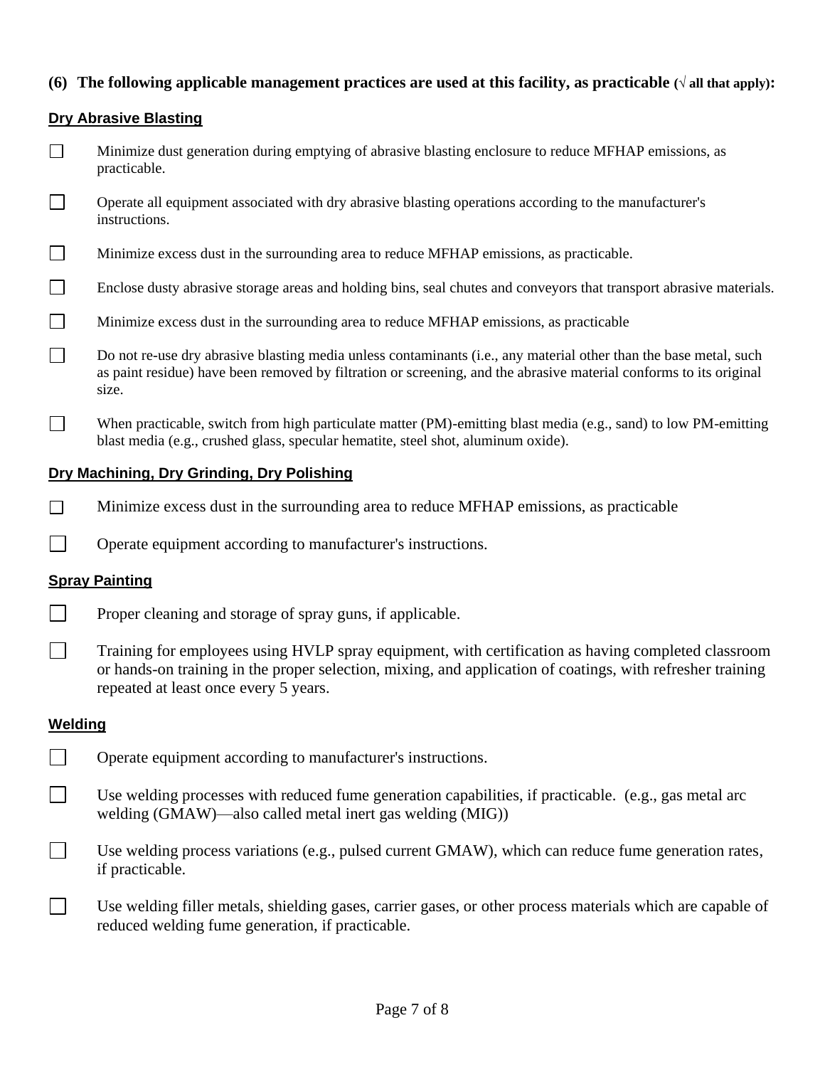**(6) The following applicable management practices are used at this facility, as practicable (√ all that apply):**

**Dry Abrasive Blasting**

- ☐ Minimize dust generation during emptying of abrasive blasting enclosure to reduce MFHAP emissions, as practicable.
- ☐ Operate all equipment associated with dry abrasive blasting operations according to the manufacturer's instructions.
- ☐ Minimize excess dust in the surrounding area to reduce MFHAP emissions, as practicable.
- ☐ Enclose dusty abrasive storage areas and holding bins, seal chutes and conveyors that transport abrasive materials.
- ☐ Minimize excess dust in the surrounding area to reduce MFHAP emissions, as practicable
- ☐ Do not re-use dry abrasive blasting media unless contaminants (i.e., any material other than the base metal, such as paint residue) have been removed by filtration or screening, and the abrasive material conforms to its original size.
- ☐ When practicable, switch from high particulate matter (PM)-emitting blast media (e.g., sand) to low PM-emitting blast media (e.g., crushed glass, specular hematite, steel shot, aluminum oxide).

**Dry Machining, Dry Grinding, Dry Polishing**

- ☐ Minimize excess dust in the surrounding area to reduce MFHAP emissions, as practicable
- ☐ Operate equipment according to manufacturer's instructions.

**Spray Painting**

- ☐ Proper cleaning and storage of spray guns, if applicable.
- ☐ Training for employees using HVLP spray equipment, with certification as having completed classroom or hands-on training in the proper selection, mixing, and application of coatings, with refresher training repeated at least once every 5 years.

**Welding**

- ☐ Operate equipment according to manufacturer's instructions.
- ☐ Use welding processes with reduced fume generation capabilities, if practicable. (e.g., gas metal arc welding (GMAW)—also called metal inert gas welding (MIG))
- ☐ Use welding process variations (e.g., pulsed current GMAW), which can reduce fume generation rates, if practicable.
- ☐ Use welding filler metals, shielding gases, carrier gases, or other process materials which are capable of reduced welding fume generation, if practicable.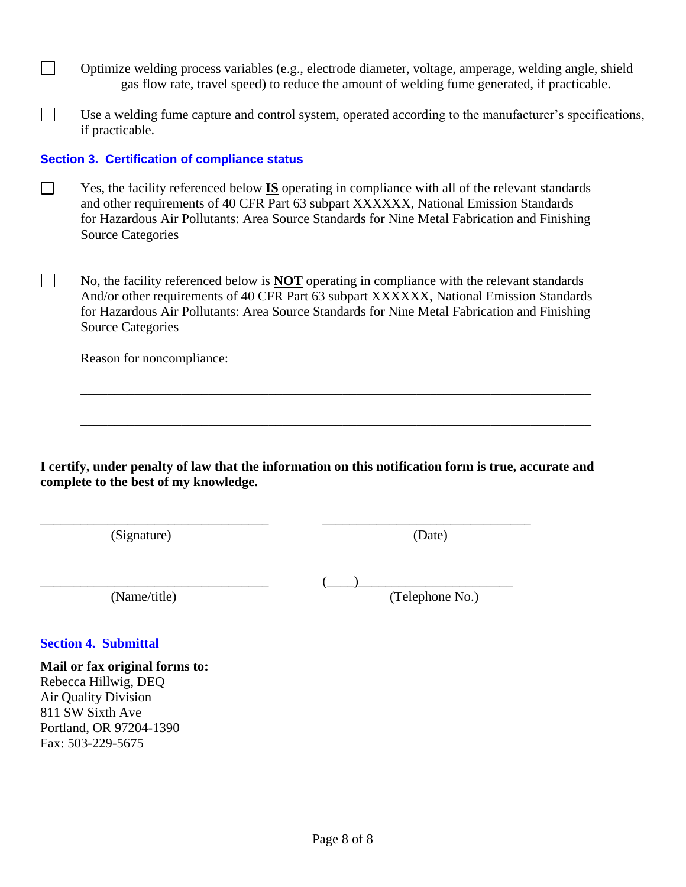- [ ] Optimize welding process variables (e.g., electrode diameter, voltage, amperage, welding angle, shield gas flow rate, travel speed) to reduce the amount of welding fume generated, if practicable.

- [ ] Use a welding fume capture and control system, operated according to the manufacturer's specifications, if practicable.

## Section 3. Certification of compliance status

- [ ] Yes, the facility referenced below **IS** operating in compliance with all of the relevant standards and other requirements of 40 CFR Part 63 subpart XXXXXX, National Emission Standards for Hazardous Air Pollutants: Area Source Standards for Nine Metal Fabrication and Finishing Source Categories

- [ ] No, the facility referenced below is **NOT** operating in compliance with the relevant standards And/or other requirements of 40 CFR Part 63 subpart XXXXXX, National Emission Standards for Hazardous Air Pollutants: Area Source Standards for Nine Metal Fabrication and Finishing Source Categories

  Reason for noncompliance:

  ______________________________________________________________________________

  ______________________________________________________________________________

**I certify, under penalty of law that the information on this notification form is true, accurate and complete to the best of my knowledge.**

| | |
|---|---|
| ________________________________ | ________________________________ |
| (Signature) | (Date) |
| ________________________________ | (____)______________________ |
| (Name/title) | (Telephone No.) |

## Section 4. Submittal

**Mail or fax original forms to:**
Rebecca Hillwig, DEQ
Air Quality Division
811 SW Sixth Ave
Portland, OR 97204-1390
Fax: 503-229-5675